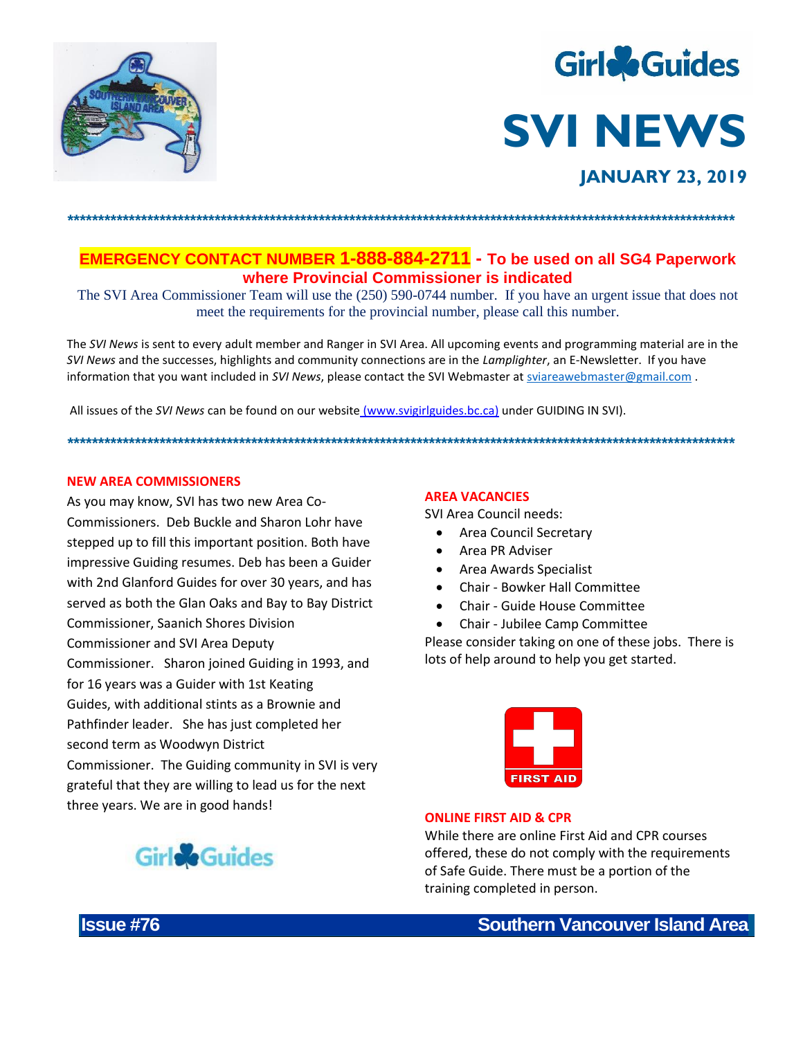# Girl Guides

# SVI NEWS

## JANUARY 23, 2019

**EMERGENCY CONTACT NUMBER 1-888-884-2711 - To be used on all SG4 Paperwork where Provincial Commissioner is indicated**

The SVI Area Commissioner Team will use the (250) 590-0744 number. If you have an urgent issue that does not meet the requirements for the provincial number, please call this number.

The *SVI News* is sent to every adult member and Ranger in SVI Area. All upcoming events and programming material are in the *SVI News* and the successes, highlights and community connections are in the *Lamplighter*, an E-Newsletter. If you have information that you want included in *SVI News*, please contact the SVI Webmaster at sviareawebmaster@gmail.com .

All issues of the *SVI News* can be found on our website (www.svigirlguides.bc.ca) under GUIDING IN SVI).

### NEW AREA COMMISSIONERS

As you may know, SVI has two new Area Co-Commissioners. Deb Buckle and Sharon Lohr have stepped up to fill this important position. Both have impressive Guiding resumes. Deb has been a Guider with 2nd Glanford Guides for over 30 years, and has served as both the Glan Oaks and Bay to Bay District Commissioner, Saanich Shores Division Commissioner and SVI Area Deputy Commissioner. Sharon joined Guiding in 1993, and for 16 years was a Guider with 1st Keating Guides, with additional stints as a Brownie and Pathfinder leader. She has just completed her second term as Woodwyn District Commissioner. The Guiding community in SVI is very grateful that they are willing to lead us for the next three years. We are in good hands!

### AREA VACANCIES

SVI Area Council needs:

- Area Council Secretary
- Area PR Adviser
- Area Awards Specialist
- Chair - Bowker Hall Committee
- Chair - Guide House Committee
- Chair - Jubilee Camp Committee

Please consider taking on one of these jobs. There is lots of help around to help you get started.

### ONLINE FIRST AID & CPR

While there are online First Aid and CPR courses offered, these do not comply with the requirements of Safe Guide. There must be a portion of the training completed in person.

Issue #76 — Southern Vancouver Island Area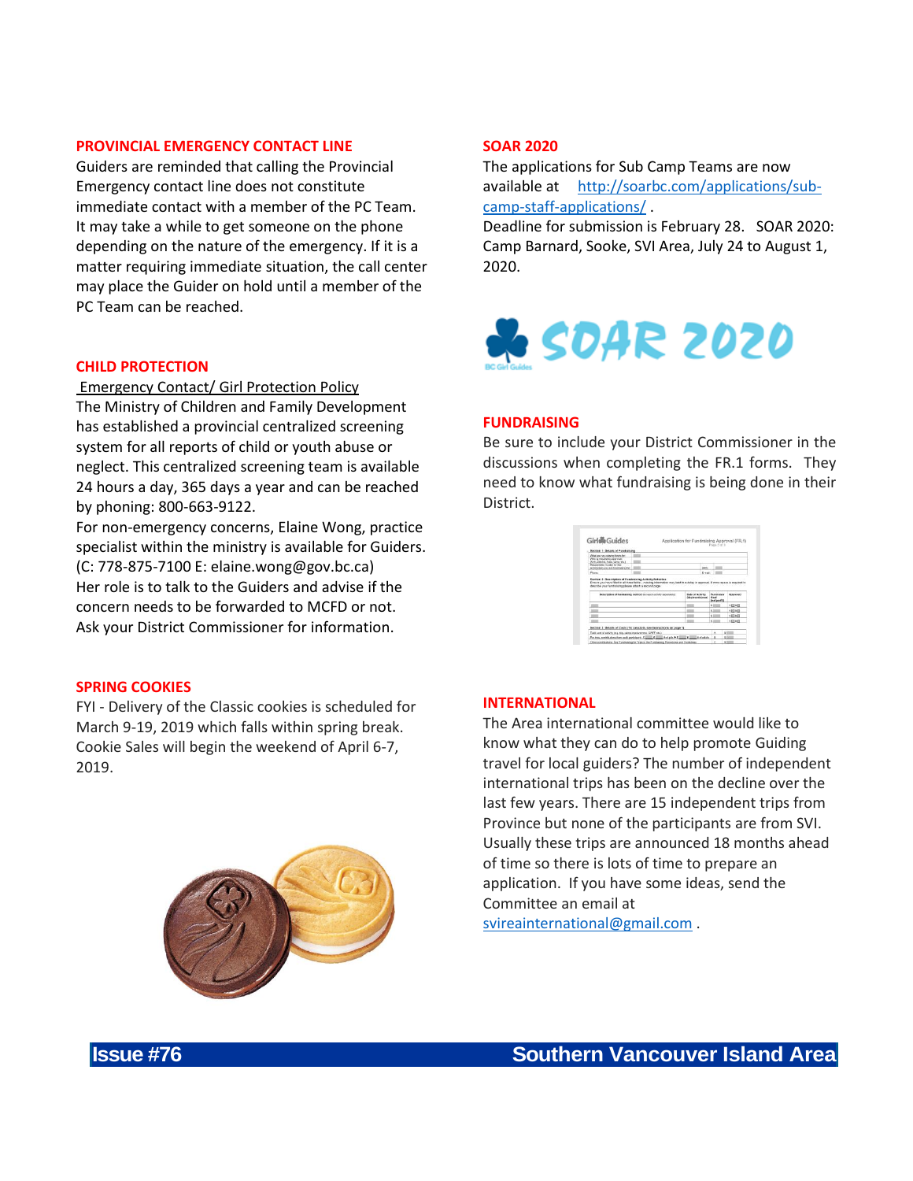## PROVINCIAL EMERGENCY CONTACT LINE

Guiders are reminded that calling the Provincial Emergency contact line does not constitute immediate contact with a member of the PC Team. It may take a while to get someone on the phone depending on the nature of the emergency. If it is a matter requiring immediate situation, the call center may place the Guider on hold until a member of the PC Team can be reached.

## CHILD PROTECTION

Emergency Contact/ Girl Protection Policy

The Ministry of Children and Family Development has established a provincial centralized screening system for all reports of child or youth abuse or neglect. This centralized screening team is available 24 hours a day, 365 days a year and can be reached by phoning: 800-663-9122.

For non-emergency concerns, Elaine Wong, practice specialist within the ministry is available for Guiders. (C: 778-875-7100 E: elaine.wong@gov.bc.ca)

Her role is to talk to the Guiders and advise if the concern needs to be forwarded to MCFD or not. Ask your District Commissioner for information.

## SPRING COOKIES

FYI - Delivery of the Classic cookies is scheduled for March 9-19, 2019 which falls within spring break. Cookie Sales will begin the weekend of April 6-7, 2019.

## SOAR 2020

The applications for Sub Camp Teams are now available at http://soarbc.com/applications/sub-camp-staff-applications/ .

Deadline for submission is February 28. SOAR 2020: Camp Barnard, Sooke, SVI Area, July 24 to August 1, 2020.

## FUNDRAISING

Be sure to include your District Commissioner in the discussions when completing the FR.1 forms. They need to know what fundraising is being done in their District.

## INTERNATIONAL

The Area international committee would like to know what they can do to help promote Guiding travel for local guiders? The number of independent international trips has been on the decline over the last few years. There are 15 independent trips from Province but none of the participants are from SVI. Usually these trips are announced 18 months ahead of time so there is lots of time to prepare an application. If you have some ideas, send the Committee an email at svireainternational@gmail.com .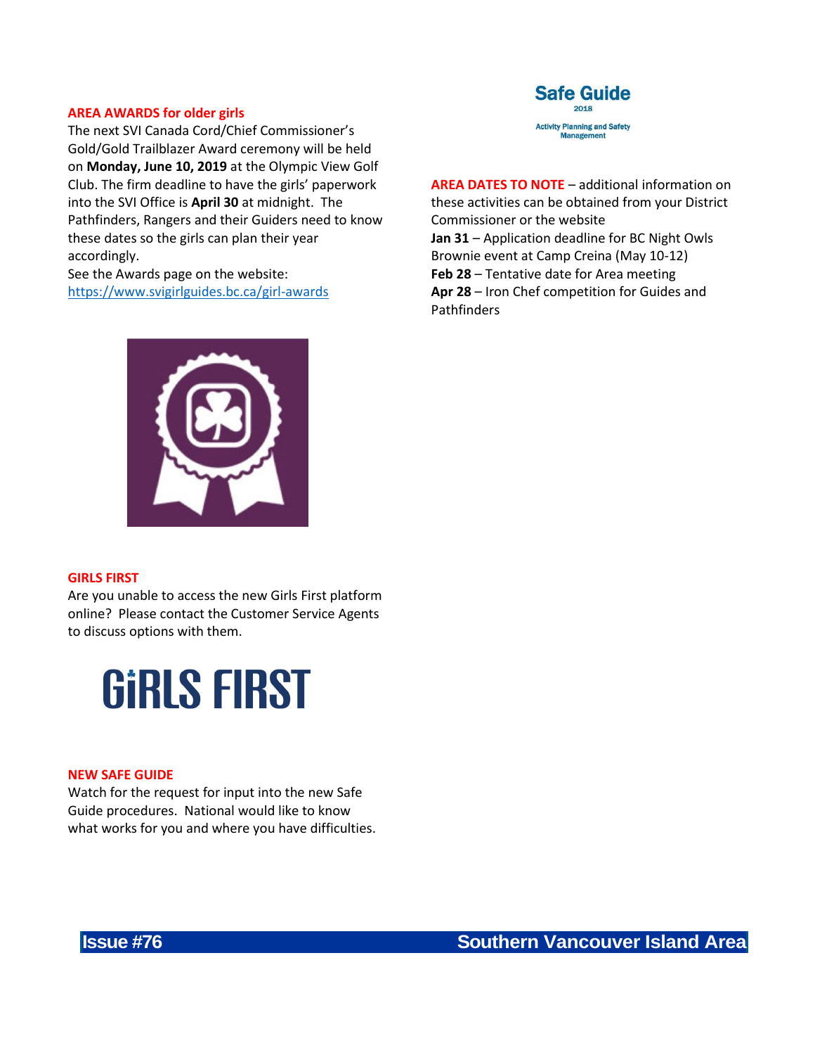## AREA AWARDS for older girls

The next SVI Canada Cord/Chief Commissioner's Gold/Gold Trailblazer Award ceremony will be held on **Monday, June 10, 2019** at the Olympic View Golf Club. The firm deadline to have the girls' paperwork into the SVI Office is **April 30** at midnight. The Pathfinders, Rangers and their Guiders need to know these dates so the girls can plan their year accordingly.

See the Awards page on the website: https://www.svigirlguides.bc.ca/girl-awards

## GIRLS FIRST

Are you unable to access the new Girls First platform online? Please contact the Customer Service Agents to discuss options with them.

GIRLS FIRST

## NEW SAFE GUIDE

Watch for the request for input into the new Safe Guide procedures. National would like to know what works for you and where you have difficulties.

Safe Guide
2018
Activity Planning and Safety Management

## AREA DATES TO NOTE

– additional information on these activities can be obtained from your District Commissioner or the website

**Jan 31** – Application deadline for BC Night Owls Brownie event at Camp Creina (May 10-12)
**Feb 28** – Tentative date for Area meeting
**Apr 28** – Iron Chef competition for Guides and Pathfinders